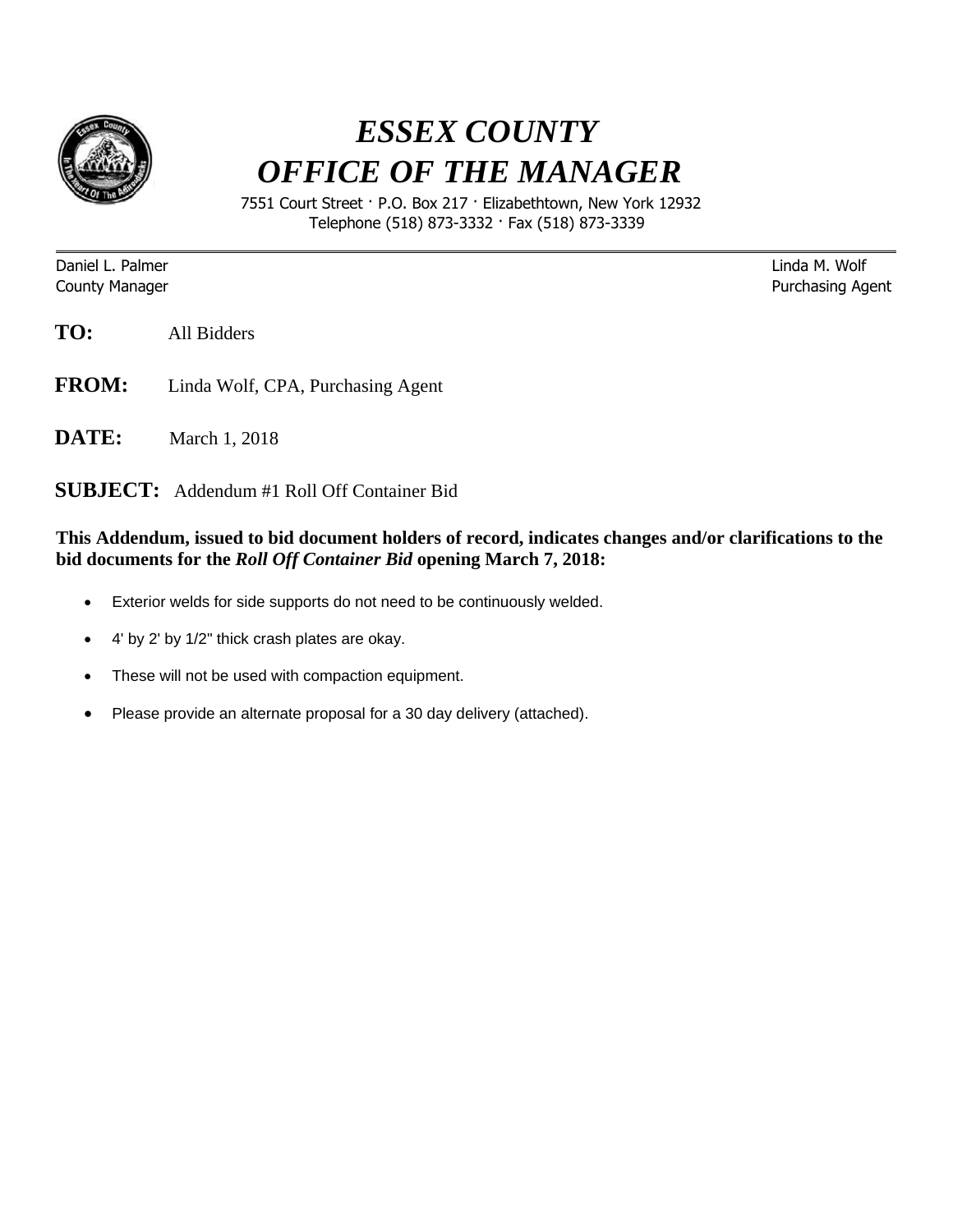# *ESSEX COUNTY*
# *OFFICE OF THE MANAGER*

7551 Court Street · P.O. Box 217 · Elizabethtown, New York 12932
Telephone (518) 873-3332 · Fax (518) 873-3339

---

Daniel L. Palmer
County Manager

Linda M. Wolf
Purchasing Agent

**TO:** All Bidders

**FROM:** Linda Wolf, CPA, Purchasing Agent

**DATE:** March 1, 2018

**SUBJECT:** Addendum #1 Roll Off Container Bid

**This Addendum, issued to bid document holders of record, indicates changes and/or clarifications to the bid documents for the *Roll Off Container Bid* opening March 7, 2018:**

- Exterior welds for side supports do not need to be continuously welded.
- 4' by 2' by 1/2" thick crash plates are okay.
- These will not be used with compaction equipment.
- Please provide an alternate proposal for a 30 day delivery (attached).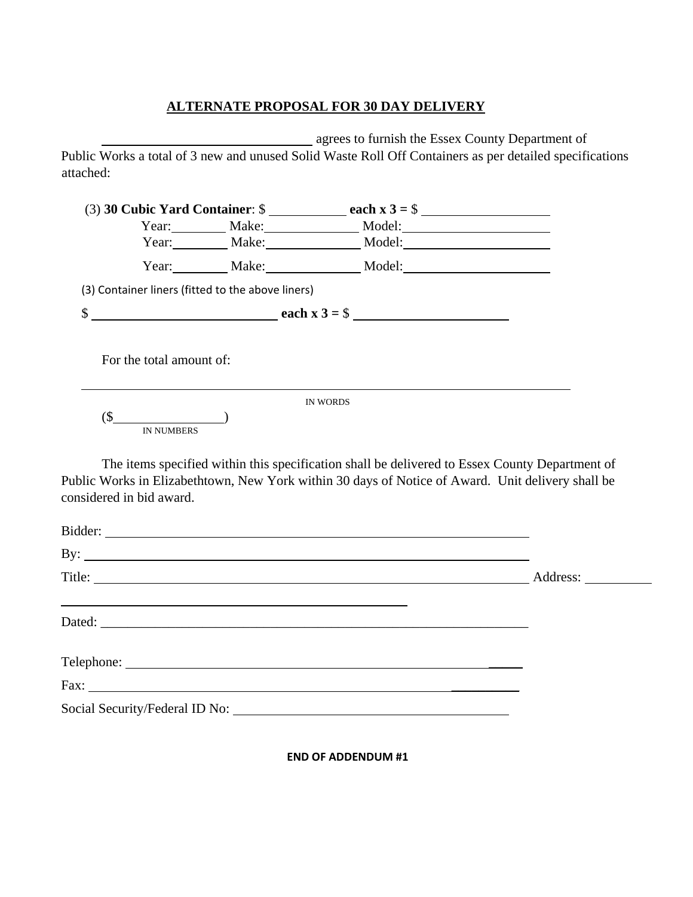## ALTERNATE PROPOSAL FOR 30 DAY DELIVERY

______________________________ agrees to furnish the Essex County Department of Public Works a total of 3 new and unused Solid Waste Roll Off Containers as per detailed specifications attached:

(3) **30 Cubic Yard Container**: $ __________ **each x 3 =** $ ________________

Year:________ Make:______________ Model:____________________

Year:________ Make:______________ Model:____________________

Year:________ Make:______________ Model:____________________

(3) Container liners (fitted to the above liners)

$ ____________________________ **each x 3 =** $ ______________________

For the total amount of:

________________________________________________________________________

IN WORDS

($______________)

IN NUMBERS

The items specified within this specification shall be delivered to Essex County Department of Public Works in Elizabethtown, New York within 30 days of Notice of Award. Unit delivery shall be considered in bid award.

Bidder: ____________________________________________________________

By: ______________________________________________________________

Title: _____________________________________________________________ Address: __________

__________________________________________________

Dated: ____________________________________________________________

Telephone: ________________________________________________________

Fax: ______________________________________________________________

Social Security/Federal ID No: ________________________________________

**END OF ADDENDUM #1**